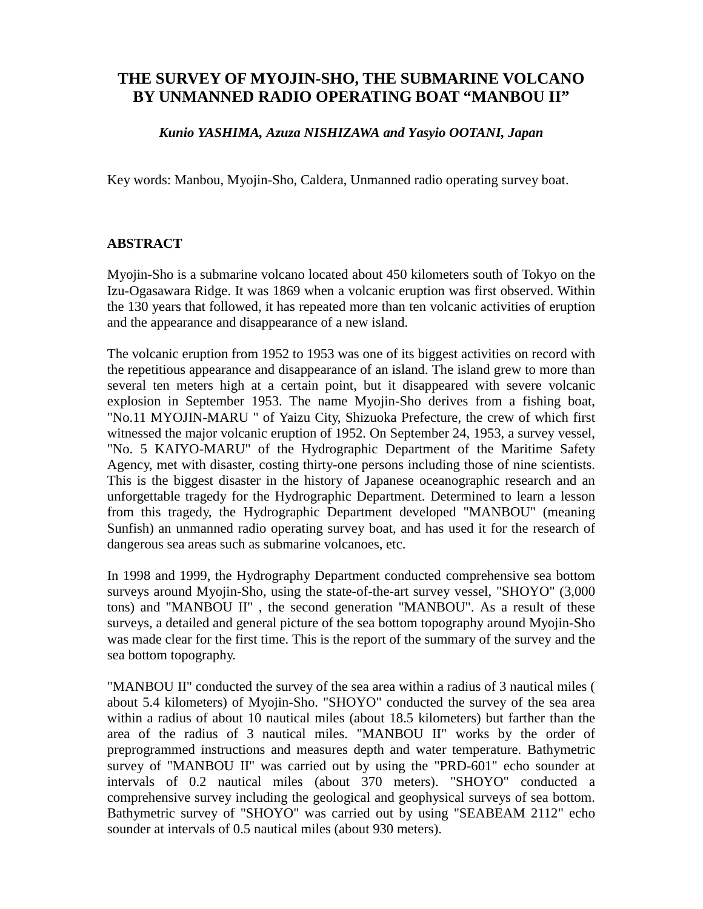# THE SURVEY OF MYOJIN-SHO, THE SUBMARINE VOLCANO BY UNMANNED RADIO OPERATING BOAT "MANBOU II"

***Kunio YASHIMA, Azuza NISHIZAWA and Yasyio OOTANI, Japan***

Key words: Manbou, Myojin-Sho, Caldera, Unmanned radio operating survey boat.

## ABSTRACT

Myojin-Sho is a submarine volcano located about 450 kilometers south of Tokyo on the Izu-Ogasawara Ridge. It was 1869 when a volcanic eruption was first observed. Within the 130 years that followed, it has repeated more than ten volcanic activities of eruption and the appearance and disappearance of a new island.

The volcanic eruption from 1952 to 1953 was one of its biggest activities on record with the repetitious appearance and disappearance of an island. The island grew to more than several ten meters high at a certain point, but it disappeared with severe volcanic explosion in September 1953. The name Myojin-Sho derives from a fishing boat, "No.11 MYOJIN-MARU " of Yaizu City, Shizuoka Prefecture, the crew of which first witnessed the major volcanic eruption of 1952. On September 24, 1953, a survey vessel, "No. 5 KAIYO-MARU" of the Hydrographic Department of the Maritime Safety Agency, met with disaster, costing thirty-one persons including those of nine scientists. This is the biggest disaster in the history of Japanese oceanographic research and an unforgettable tragedy for the Hydrographic Department. Determined to learn a lesson from this tragedy, the Hydrographic Department developed "MANBOU" (meaning Sunfish) an unmanned radio operating survey boat, and has used it for the research of dangerous sea areas such as submarine volcanoes, etc.

In 1998 and 1999, the Hydrography Department conducted comprehensive sea bottom surveys around Myojin-Sho, using the state-of-the-art survey vessel, "SHOYO" (3,000 tons) and "MANBOU II" , the second generation "MANBOU". As a result of these surveys, a detailed and general picture of the sea bottom topography around Myojin-Sho was made clear for the first time. This is the report of the summary of the survey and the sea bottom topography.

"MANBOU II" conducted the survey of the sea area within a radius of 3 nautical miles ( about 5.4 kilometers) of Myojin-Sho. "SHOYO" conducted the survey of the sea area within a radius of about 10 nautical miles (about 18.5 kilometers) but farther than the area of the radius of 3 nautical miles. "MANBOU II" works by the order of preprogrammed instructions and measures depth and water temperature. Bathymetric survey of "MANBOU II" was carried out by using the "PRD-601" echo sounder at intervals of 0.2 nautical miles (about 370 meters). "SHOYO" conducted a comprehensive survey including the geological and geophysical surveys of sea bottom. Bathymetric survey of "SHOYO" was carried out by using "SEABEAM 2112" echo sounder at intervals of 0.5 nautical miles (about 930 meters).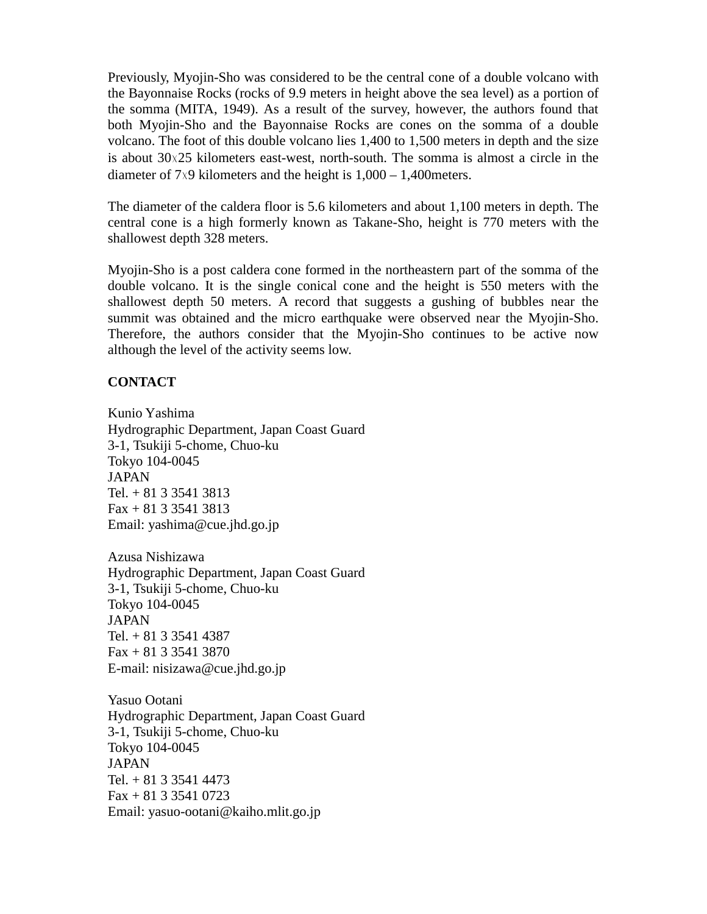Previously, Myojin-Sho was considered to be the central cone of a double volcano with the Bayonnaise Rocks (rocks of 9.9 meters in height above the sea level) as a portion of the somma (MITA, 1949). As a result of the survey, however, the authors found that both Myojin-Sho and the Bayonnaise Rocks are cones on the somma of a double volcano. The foot of this double volcano lies 1,400 to 1,500 meters in depth and the size is about 30x25 kilometers east-west, north-south. The somma is almost a circle in the diameter of 7x9 kilometers and the height is 1,000 – 1,400meters.

The diameter of the caldera floor is 5.6 kilometers and about 1,100 meters in depth. The central cone is a high formerly known as Takane-Sho, height is 770 meters with the shallowest depth 328 meters.

Myojin-Sho is a post caldera cone formed in the northeastern part of the somma of the double volcano. It is the single conical cone and the height is 550 meters with the shallowest depth 50 meters. A record that suggests a gushing of bubbles near the summit was obtained and the micro earthquake were observed near the Myojin-Sho. Therefore, the authors consider that the Myojin-Sho continues to be active now although the level of the activity seems low.

**CONTACT**

Kunio Yashima
Hydrographic Department, Japan Coast Guard
3-1, Tsukiji 5-chome, Chuo-ku
Tokyo 104-0045
JAPAN
Tel. + 81 3 3541 3813
Fax + 81 3 3541 3813
Email: yashima@cue.jhd.go.jp

Azusa Nishizawa
Hydrographic Department, Japan Coast Guard
3-1, Tsukiji 5-chome, Chuo-ku
Tokyo 104-0045
JAPAN
Tel. + 81 3 3541 4387
Fax + 81 3 3541 3870
E-mail: nisizawa@cue.jhd.go.jp

Yasuo Ootani
Hydrographic Department, Japan Coast Guard
3-1, Tsukiji 5-chome, Chuo-ku
Tokyo 104-0045
JAPAN
Tel. + 81 3 3541 4473
Fax + 81 3 3541 0723
Email: yasuo-ootani@kaiho.mlit.go.jp